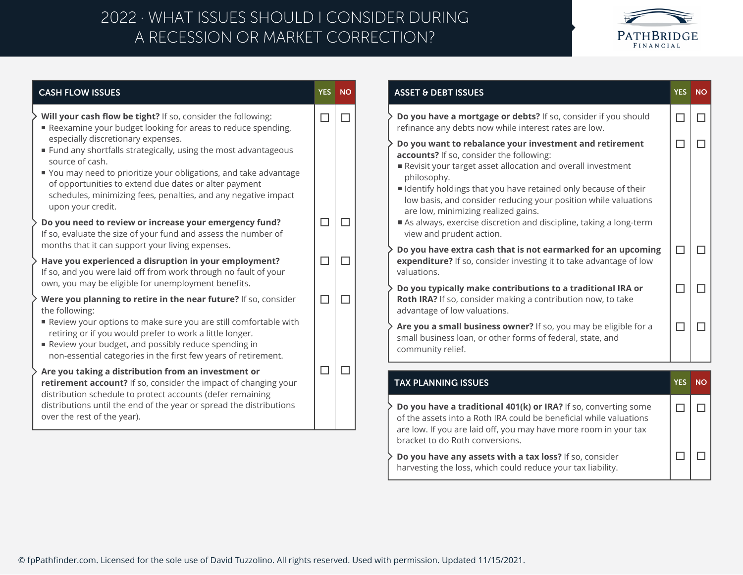# 2022 · WHAT ISSUES SHOULD I CONSIDER DURING A RECESSION OR MARKET CORRECTION?

PATHBRIDGE FINANCIAL

## CASH FLOW ISSUES

| CASH FLOW ISSUES | YES | NO |
|---|---|---|
| **Will your cash flow be tight?** If so, consider the following:<br>■ Reexamine your budget looking for areas to reduce spending, especially discretionary expenses.<br>■ Fund any shortfalls strategically, using the most advantageous source of cash.<br>■ You may need to prioritize your obligations, and take advantage of opportunities to extend due dates or alter payment schedules, minimizing fees, penalties, and any negative impact upon your credit. | ☐ | ☐ |
| **Do you need to review or increase your emergency fund?** If so, evaluate the size of your fund and assess the number of months that it can support your living expenses. | ☐ | ☐ |
| **Have you experienced a disruption in your employment?** If so, and you were laid off from work through no fault of your own, you may be eligible for unemployment benefits. | ☐ | ☐ |
| **Were you planning to retire in the near future?** If so, consider the following:<br>■ Review your options to make sure you are still comfortable with retiring or if you would prefer to work a little longer.<br>■ Review your budget, and possibly reduce spending in non-essential categories in the first few years of retirement. | ☐ | ☐ |
| **Are you taking a distribution from an investment or retirement account?** If so, consider the impact of changing your distribution schedule to protect accounts (defer remaining distributions until the end of the year or spread the distributions over the rest of the year). | ☐ | ☐ |

## ASSET & DEBT ISSUES

| ASSET & DEBT ISSUES | YES | NO |
|---|---|---|
| **Do you have a mortgage or debts?** If so, consider if you should refinance any debts now while interest rates are low. | ☐ | ☐ |
| **Do you want to rebalance your investment and retirement accounts?** If so, consider the following:<br>■ Revisit your target asset allocation and overall investment philosophy.<br>■ Identify holdings that you have retained only because of their low basis, and consider reducing your position while valuations are low, minimizing realized gains.<br>■ As always, exercise discretion and discipline, taking a long-term view and prudent action. | ☐ | ☐ |
| **Do you have extra cash that is not earmarked for an upcoming expenditure?** If so, consider investing it to take advantage of low valuations. | ☐ | ☐ |
| **Do you typically make contributions to a traditional IRA or Roth IRA?** If so, consider making a contribution now, to take advantage of low valuations. | ☐ | ☐ |
| **Are you a small business owner?** If so, you may be eligible for a small business loan, or other forms of federal, state, and community relief. | ☐ | ☐ |

## TAX PLANNING ISSUES

| TAX PLANNING ISSUES | YES | NO |
|---|---|---|
| **Do you have a traditional 401(k) or IRA?** If so, converting some of the assets into a Roth IRA could be beneficial while valuations are low. If you are laid off, you may have more room in your tax bracket to do Roth conversions. | ☐ | ☐ |
| **Do you have any assets with a tax loss?** If so, consider harvesting the loss, which could reduce your tax liability. | ☐ | ☐ |

© fpPathfinder.com. Licensed for the sole use of David Tuzzolino. All rights reserved. Used with permission. Updated 11/15/2021.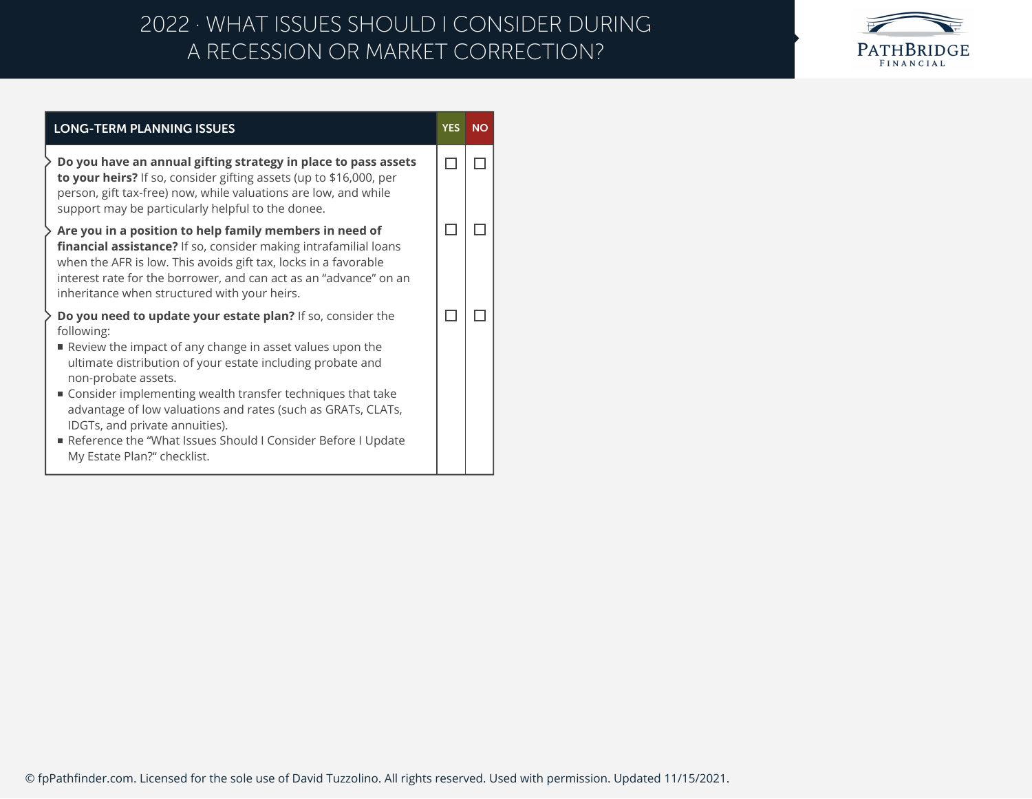| LONG-TERM PLANNING ISSUES | YES | NO |
|---|---|---|
| **Do you have an annual gifting strategy in place to pass assets to your heirs?** If so, consider gifting assets (up to $16,000, per person, gift tax-free) now, while valuations are low, and while support may be particularly helpful to the donee. | ☐ | ☐ |
| **Are you in a position to help family members in need of financial assistance?** If so, consider making intrafamilial loans when the AFR is low. This avoids gift tax, locks in a favorable interest rate for the borrower, and can act as an "advance" on an inheritance when structured with your heirs. | ☐ | ☐ |
| **Do you need to update your estate plan?** If so, consider the following:<br>■ Review the impact of any change in asset values upon the ultimate distribution of your estate including probate and non-probate assets.<br>■ Consider implementing wealth transfer techniques that take advantage of low valuations and rates (such as GRATs, CLATs, IDGTs, and private annuities).<br>■ Reference the "What Issues Should I Consider Before I Update My Estate Plan?" checklist. | ☐ | ☐ |

© fpPathfinder.com. Licensed for the sole use of David Tuzzolino. All rights reserved. Used with permission. Updated 11/15/2021.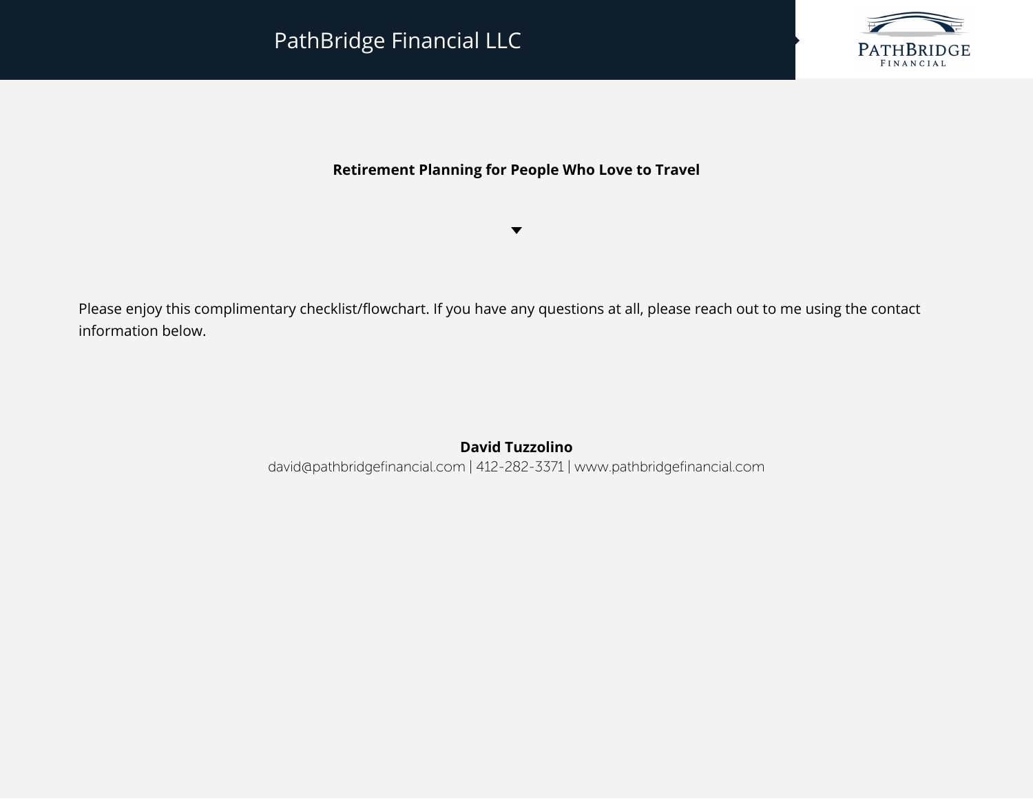PathBridge Financial LLC

**Retirement Planning for People Who Love to Travel**

▼

Please enjoy this complimentary checklist/flowchart. If you have any questions at all, please reach out to me using the contact information below.

**David Tuzzolino**
david@pathbridgefinancial.com | 412-282-3371 | www.pathbridgefinancial.com